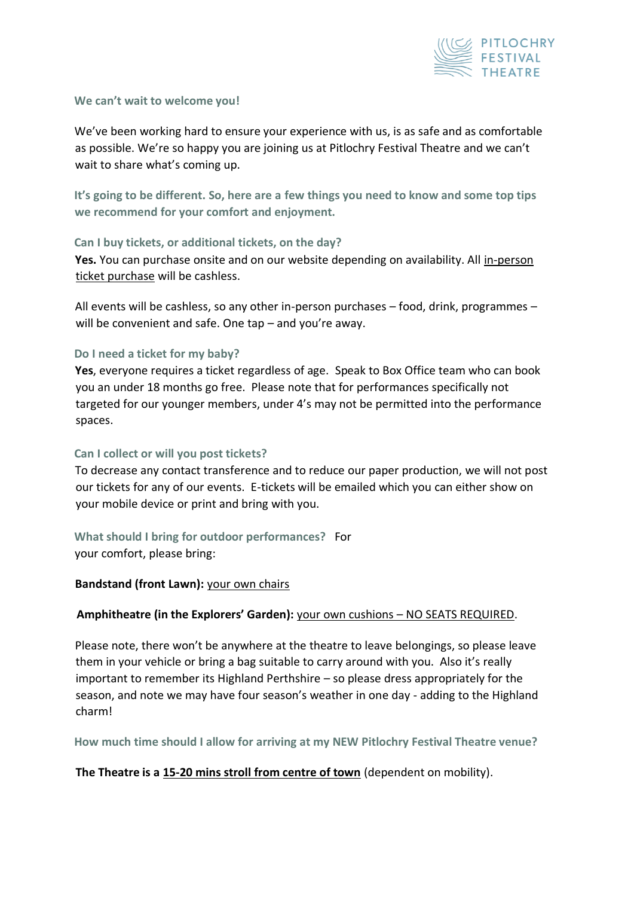**We can't wait to welcome you!**

We've been working hard to ensure your experience with us, is as safe and as comfortable as possible. We're so happy you are joining us at Pitlochry Festival Theatre and we can't wait to share what's coming up.

**It's going to be different. So, here are a few things you need to know and some top tips we recommend for your comfort and enjoyment.**

### Can I buy tickets, or additional tickets, on the day?

**Yes.** You can purchase onsite and on our website depending on availability. All in-person ticket purchase will be cashless.

All events will be cashless, so any other in-person purchases – food, drink, programmes – will be convenient and safe. One tap – and you're away.

### Do I need a ticket for my baby?

**Yes**, everyone requires a ticket regardless of age. Speak to Box Office team who can book you an under 18 months go free. Please note that for performances specifically not targeted for our younger members, under 4's may not be permitted into the performance spaces.

### Can I collect or will you post tickets?

To decrease any contact transference and to reduce our paper production, we will not post our tickets for any of our events. E-tickets will be emailed which you can either show on your mobile device or print and bring with you.

### What should I bring for outdoor performances?

For your comfort, please bring:

**Bandstand (front Lawn):** your own chairs

**Amphitheatre (in the Explorers' Garden):** your own cushions – NO SEATS REQUIRED.

Please note, there won't be anywhere at the theatre to leave belongings, so please leave them in your vehicle or bring a bag suitable to carry around with you. Also it's really important to remember its Highland Perthshire – so please dress appropriately for the season, and note we may have four season's weather in one day - adding to the Highland charm!

### How much time should I allow for arriving at my NEW Pitlochry Festival Theatre venue?

**The Theatre is a 15-20 mins stroll from centre of town** (dependent on mobility).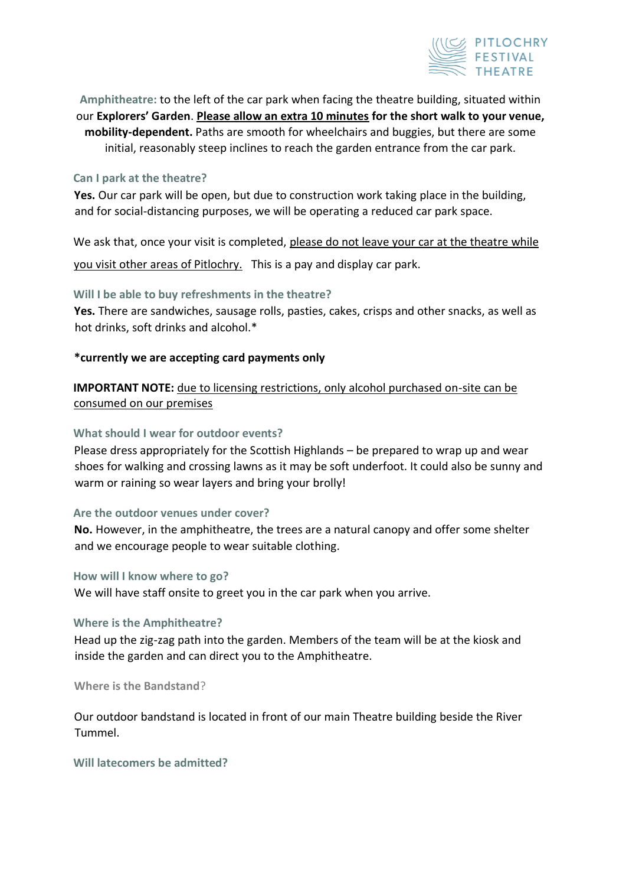**Amphitheatre:** to the left of the car park when facing the theatre building, situated within our **Explorers' Garden**. **Please allow an extra 10 minutes for the short walk to your venue, mobility-dependent.** Paths are smooth for wheelchairs and buggies, but there are some initial, reasonably steep inclines to reach the garden entrance from the car park.

### Can I park at the theatre?

**Yes.** Our car park will be open, but due to construction work taking place in the building, and for social-distancing purposes, we will be operating a reduced car park space.

We ask that, once your visit is completed, please do not leave your car at the theatre while you visit other areas of Pitlochry. This is a pay and display car park.

### Will I be able to buy refreshments in the theatre?

**Yes.** There are sandwiches, sausage rolls, pasties, cakes, crisps and other snacks, as well as hot drinks, soft drinks and alcohol.*

***currently we are accepting card payments only**

**IMPORTANT NOTE:** due to licensing restrictions, only alcohol purchased on-site can be consumed on our premises

### What should I wear for outdoor events?

Please dress appropriately for the Scottish Highlands – be prepared to wrap up and wear shoes for walking and crossing lawns as it may be soft underfoot. It could also be sunny and warm or raining so wear layers and bring your brolly!

### Are the outdoor venues under cover?

**No.** However, in the amphitheatre, the trees are a natural canopy and offer some shelter and we encourage people to wear suitable clothing.

### How will I know where to go?

We will have staff onsite to greet you in the car park when you arrive.

### Where is the Amphitheatre?

Head up the zig-zag path into the garden. Members of the team will be at the kiosk and inside the garden and can direct you to the Amphitheatre.

### Where is the Bandstand?

Our outdoor bandstand is located in front of our main Theatre building beside the River Tummel.

### Will latecomers be admitted?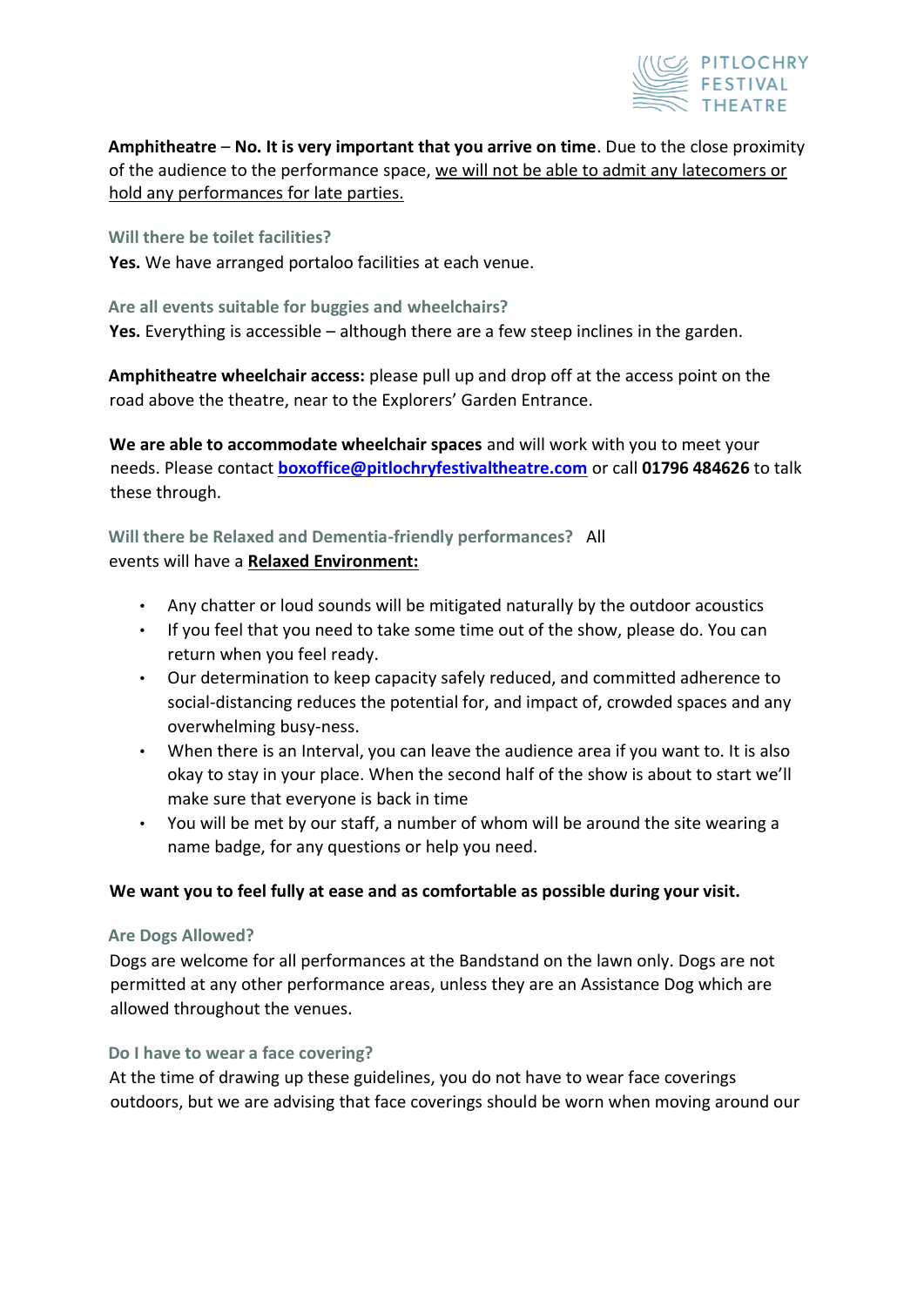**Amphitheatre** – **No. It is very important that you arrive on time**. Due to the close proximity of the audience to the performance space, <u>we will not be able to admit any latecomers or hold any performances for late parties.</u>

### Will there be toilet facilities?

**Yes.** We have arranged portaloo facilities at each venue.

### Are all events suitable for buggies and wheelchairs?

**Yes.** Everything is accessible – although there are a few steep inclines in the garden.

**Amphitheatre wheelchair access:** please pull up and drop off at the access point on the road above the theatre, near to the Explorers' Garden Entrance.

**We are able to accommodate wheelchair spaces** and will work with you to meet your needs. Please contact **boxoffice@pitlochryfestivaltheatre.com** or call **01796 484626** to talk these through.

### Will there be Relaxed and Dementia-friendly performances?

All events will have a **<u>Relaxed Environment:</u>**

- Any chatter or loud sounds will be mitigated naturally by the outdoor acoustics
- If you feel that you need to take some time out of the show, please do. You can return when you feel ready.
- Our determination to keep capacity safely reduced, and committed adherence to social-distancing reduces the potential for, and impact of, crowded spaces and any overwhelming busy-ness.
- When there is an Interval, you can leave the audience area if you want to. It is also okay to stay in your place. When the second half of the show is about to start we'll make sure that everyone is back in time
- You will be met by our staff, a number of whom will be around the site wearing a name badge, for any questions or help you need.

**We want you to feel fully at ease and as comfortable as possible during your visit.**

### Are Dogs Allowed?

Dogs are welcome for all performances at the Bandstand on the lawn only. Dogs are not permitted at any other performance areas, unless they are an Assistance Dog which are allowed throughout the venues.

### Do I have to wear a face covering?

At the time of drawing up these guidelines, you do not have to wear face coverings outdoors, but we are advising that face coverings should be worn when moving around our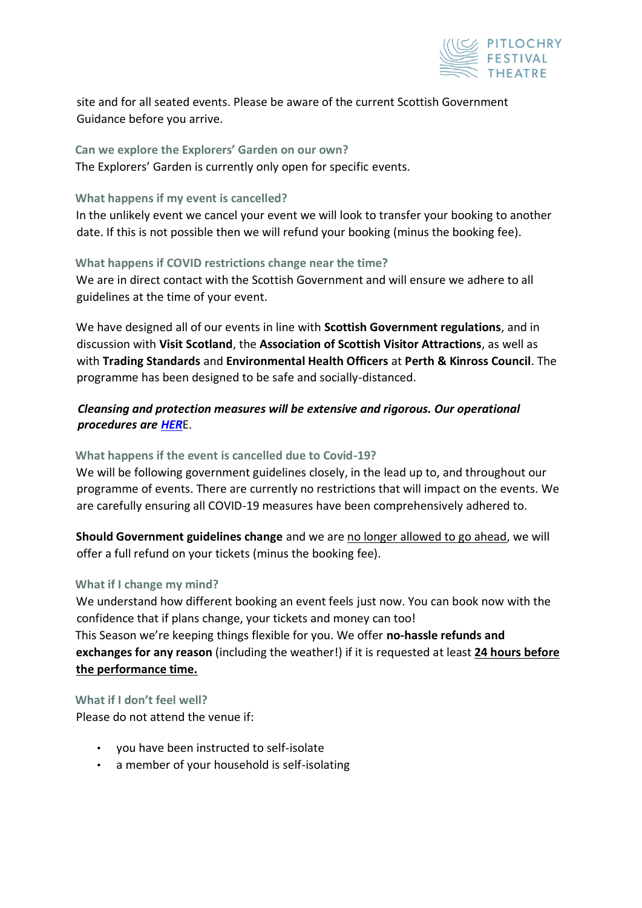site and for all seated events. Please be aware of the current Scottish Government Guidance before you arrive.

### Can we explore the Explorers' Garden on our own?

The Explorers' Garden is currently only open for specific events.

### What happens if my event is cancelled?

In the unlikely event we cancel your event we will look to transfer your booking to another date. If this is not possible then we will refund your booking (minus the booking fee).

### What happens if COVID restrictions change near the time?

We are in direct contact with the Scottish Government and will ensure we adhere to all guidelines at the time of your event.

We have designed all of our events in line with **Scottish Government regulations**, and in discussion with **Visit Scotland**, the **Association of Scottish Visitor Attractions**, as well as with **Trading Standards** and **Environmental Health Officers** at **Perth & Kinross Council**. The programme has been designed to be safe and socially-distanced.

***Cleansing and protection measures will be extensive and rigorous. Our operational procedures are HER***E.

### What happens if the event is cancelled due to Covid-19?

We will be following government guidelines closely, in the lead up to, and throughout our programme of events. There are currently no restrictions that will impact on the events. We are carefully ensuring all COVID-19 measures have been comprehensively adhered to.

**Should Government guidelines change** and we are no longer allowed to go ahead, we will offer a full refund on your tickets (minus the booking fee).

### What if I change my mind?

We understand how different booking an event feels just now. You can book now with the confidence that if plans change, your tickets and money can too!
This Season we're keeping things flexible for you. We offer **no-hassle refunds and exchanges for any reason** (including the weather!) if it is requested at least **24 hours before the performance time.**

### What if I don't feel well?

Please do not attend the venue if:

- you have been instructed to self-isolate
- a member of your household is self-isolating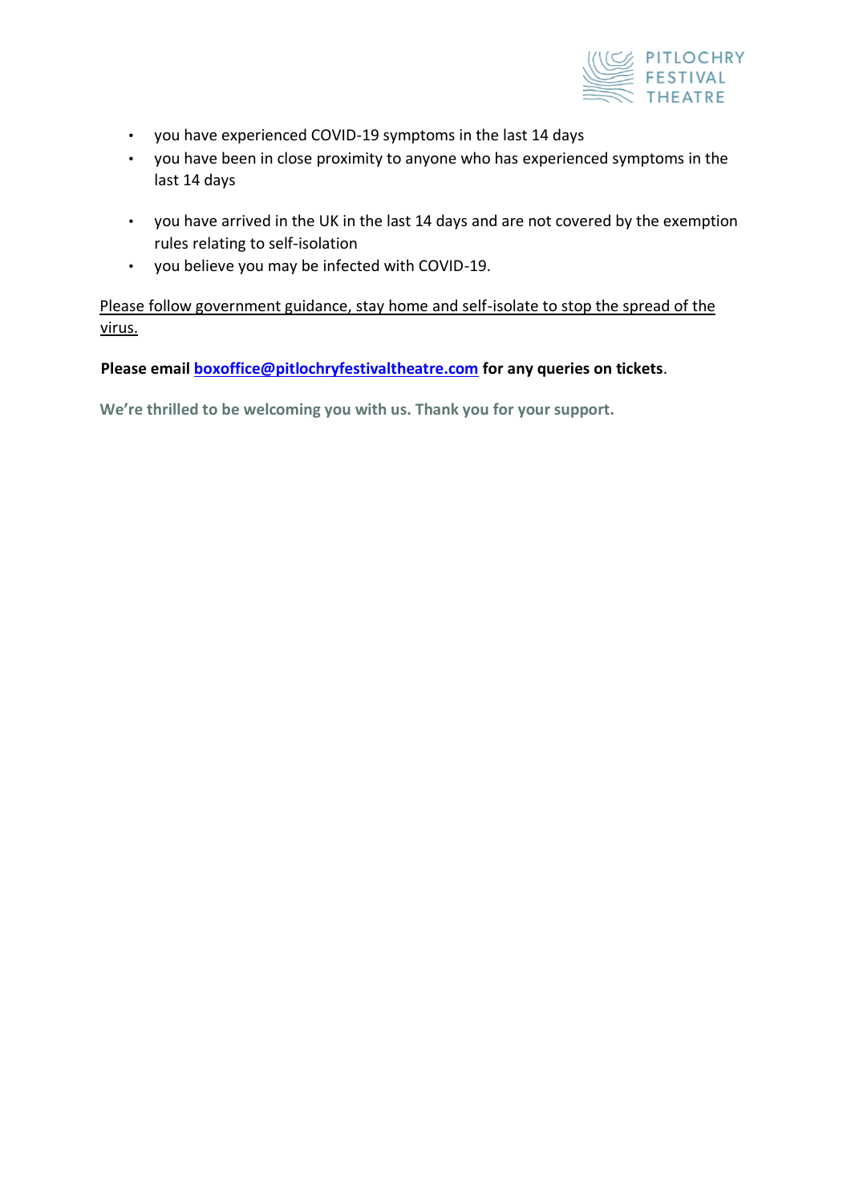- you have experienced COVID-19 symptoms in the last 14 days
- you have been in close proximity to anyone who has experienced symptoms in the last 14 days
- you have arrived in the UK in the last 14 days and are not covered by the exemption rules relating to self-isolation
- you believe you may be infected with COVID-19.

Please follow government guidance, stay home and self-isolate to stop the spread of the virus.

**Please email boxoffice@pitlochryfestivaltheatre.com for any queries on tickets**.

**We're thrilled to be welcoming you with us. Thank you for your support.**